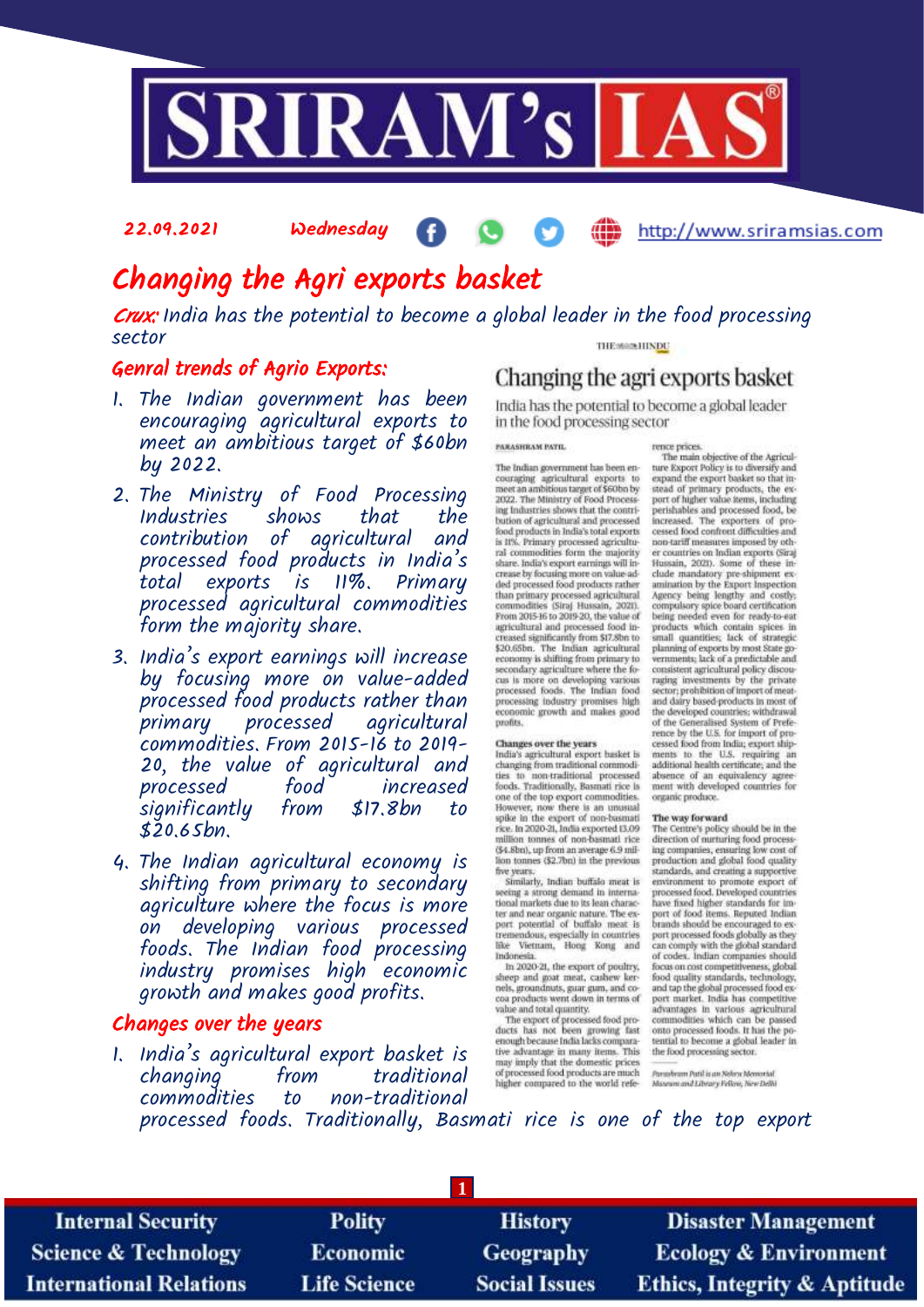22.09.2021 Wednesday http://www.sriramsias.com

# Changing the Agri exports basket

*Crux:* India has the potential to become a global leader in the food processing sector

THE HINDU

## Changing the agri exports basket

India has the potential to become a global leader in the food processing sector

PARASHRAM PATIL

The Indian government has been encouraging agricultural exports to meet an ambitious target of $60bn by 2022. The Ministry of Food Processing Industries shows that the contribution of agricultural and processed food products in India's total exports is 11%. Primary processed agricultural commodities form the majority share. India's export earnings will increase by focusing more on value-added processed food products rather than primary processed agricultural commodities (Siraj Hussain, 2021). From 2015-16 to 2019-20, the value of agricultural and processed food increased significantly from $17.8bn to $20.65bn. The Indian agricultural economy is shifting from primary to secondary agriculture where the focus is more on developing various processed foods. The Indian food processing industry promises high economic growth and makes good profits.

### Changes over the years

India's agricultural export basket is changing from traditional commodities to non-traditional processed foods. Traditionally, Basmati rice is one of the top export commodities. However, now there is an unusual spike in the export of non-basmati rice. In 2020-21, India exported 13.09 million tonnes of non-basmati rice ($4.8bn), up from an average 6.9 million tonnes ($2.7bn) in the previous five years.

Similarly, Indian buffalo meat is seeing a strong demand in international markets due to its lean character and near organic nature. The export potential of buffalo meat is tremendous, especially in countries like Vietnam, Hong Kong and Indonesia.

In 2020-21, the export of poultry, sheep and goat meat, cashew kernels, groundnuts, guar gum, and cocoa products went down in terms of value and total quantity.

The export of processed food products has not been growing fast enough because India lacks comparative advantage in many items. This may imply that the domestic prices of processed food products are much higher compared to the world reference prices.

The main objective of the Agriculture Export Policy is to diversify and expand the export basket so that instead of primary products, the export of higher value items, including perishables and processed food, be increased. The exporters of processed food confront difficulties and non-tariff measures imposed by other countries on Indian exports (Siraj Hussain, 2021). Some of these include mandatory pre-shipment examination by the Export Inspection Agency being lengthy and costly; compulsory spice board certification being needed even for ready-to-eat products which contain spices in small quantities; lack of strategic planning of exports by most State governments; lack of a predictable and consistent agricultural policy discouraging investments by the private sector; prohibition of import of meat and dairy based-products in most of the developed countries; withdrawal of the Generalised System of Preference by the U.S. for import of processed food from India; export shipments to the U.S. requiring an additional health certificate; and the absence of an equivalency agreement with developed countries for organic produce.

### The way forward

The Centre's policy should be in the direction of nurturing food processing companies, ensuring low cost of production and global food quality standards, and creating a supportive environment to promote export of processed food. Developed countries have fixed higher standards for import of food items. Reputed Indian brands should be encouraged to export processed foods globally as they can comply with the global standard of codex. Indian companies should focus on cost competitiveness, global food quality standards, technology, and tap the global processed food export market. India has competitive advantages in various agricultural commodities which can be passed onto processed foods. It has the potential to become a global leader in the food processing sector.

*Parashram Patil is an Nehru Memorial Museum and Library Fellow, New Delhi*

## Genral trends of Agrio Exports:

1. The Indian government has been encouraging agricultural exports to meet an ambitious target of $60bn by 2022.
2. The Ministry of Food Processing Industries shows that the contribution of agricultural and processed food products in India's total exports is 11%. Primary processed agricultural commodities form the majority share.
3. India's export earnings will increase by focusing more on value-added processed food products rather than primary processed agricultural commodities. From 2015-16 to 2019-20, the value of agricultural and processed food increased significantly from $17.8bn to $20.65bn.
4. The Indian agricultural economy is shifting from primary to secondary agriculture where the focus is more on developing various processed foods. The Indian food processing industry promises high economic growth and makes good profits.

## Changes over the years

1. India's agricultural export basket is changing from traditional commodities to non-traditional processed foods. Traditionally, Basmati rice is one of the top export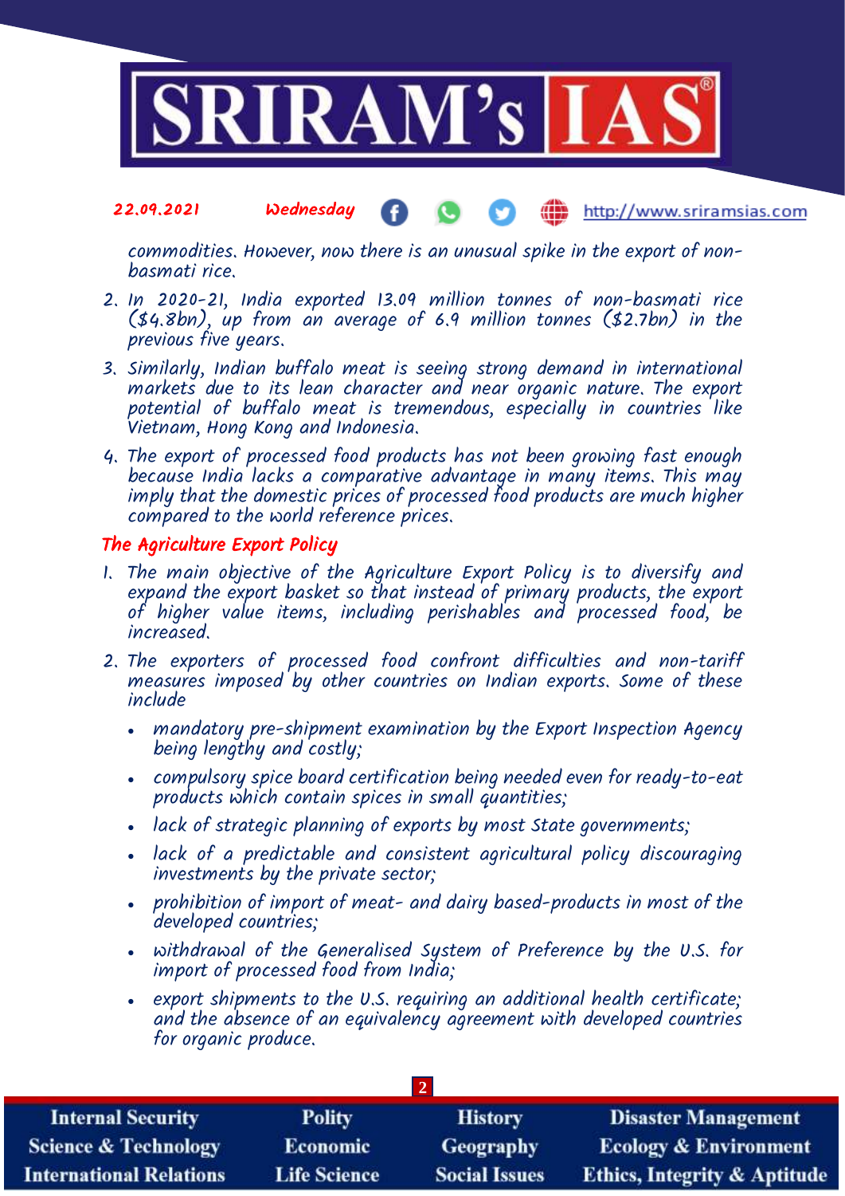commodities. However, now there is an unusual spike in the export of non-basmati rice.

2. In 2020-21, India exported 13.09 million tonnes of non-basmati rice ($4.8bn), up from an average of 6.9 million tonnes ($2.7bn) in the previous five years.
3. Similarly, Indian buffalo meat is seeing strong demand in international markets due to its lean character and near organic nature. The export potential of buffalo meat is tremendous, especially in countries like Vietnam, Hong Kong and Indonesia.
4. The export of processed food products has not been growing fast enough because India lacks a comparative advantage in many items. This may imply that the domestic prices of processed food products are much higher compared to the world reference prices.

## The Agriculture Export Policy

1. The main objective of the Agriculture Export Policy is to diversify and expand the export basket so that instead of primary products, the export of higher value items, including perishables and processed food, be increased.
2. The exporters of processed food confront difficulties and non-tariff measures imposed by other countries on Indian exports. Some of these include
   - mandatory pre-shipment examination by the Export Inspection Agency being lengthy and costly;
   - compulsory spice board certification being needed even for ready-to-eat products which contain spices in small quantities;
   - lack of strategic planning of exports by most State governments;
   - lack of a predictable and consistent agricultural policy discouraging investments by the private sector;
   - prohibition of import of meat- and dairy based-products in most of the developed countries;
   - withdrawal of the Generalised System of Preference by the U.S. for import of processed food from India;
   - export shipments to the U.S. requiring an additional health certificate; and the absence of an equivalency agreement with developed countries for organic produce.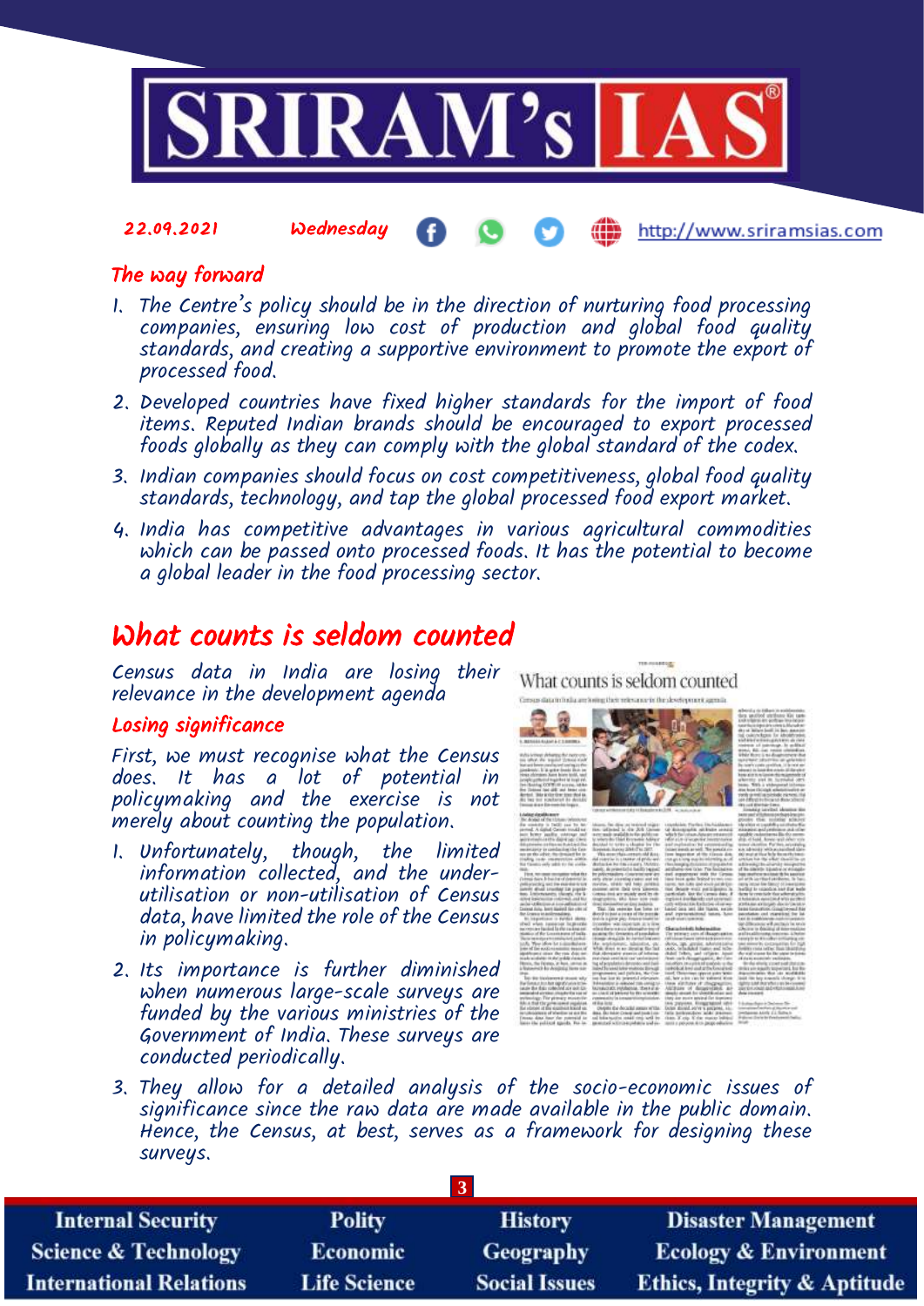## The way forward

1. The Centre's policy should be in the direction of nurturing food processing companies, ensuring low cost of production and global food quality standards, and creating a supportive environment to promote the export of processed food.
2. Developed countries have fixed higher standards for the import of food items. Reputed Indian brands should be encouraged to export processed foods globally as they can comply with the global standard of the codex.
3. Indian companies should focus on cost competitiveness, global food quality standards, technology, and tap the global processed food export market.
4. India has competitive advantages in various agricultural commodities which can be passed onto processed foods. It has the potential to become a global leader in the food processing sector.

# What counts is seldom counted

Census data in India are losing their relevance in the development agenda

## Losing significance

First, we must recognise what the Census does. It has a lot of potential in policymaking and the exercise is not merely about counting the population.

1. Unfortunately, though, the limited information collected, and the under-utilisation or non-utilisation of Census data, have limited the role of the Census in policymaking.
2. Its importance is further diminished when numerous large-scale surveys are funded by the various ministries of the Government of India. These surveys are conducted periodically.
3. They allow for a detailed analysis of the socio-economic issues of significance since the raw data are made available in the public domain. Hence, the Census, at best, serves as a framework for designing these surveys.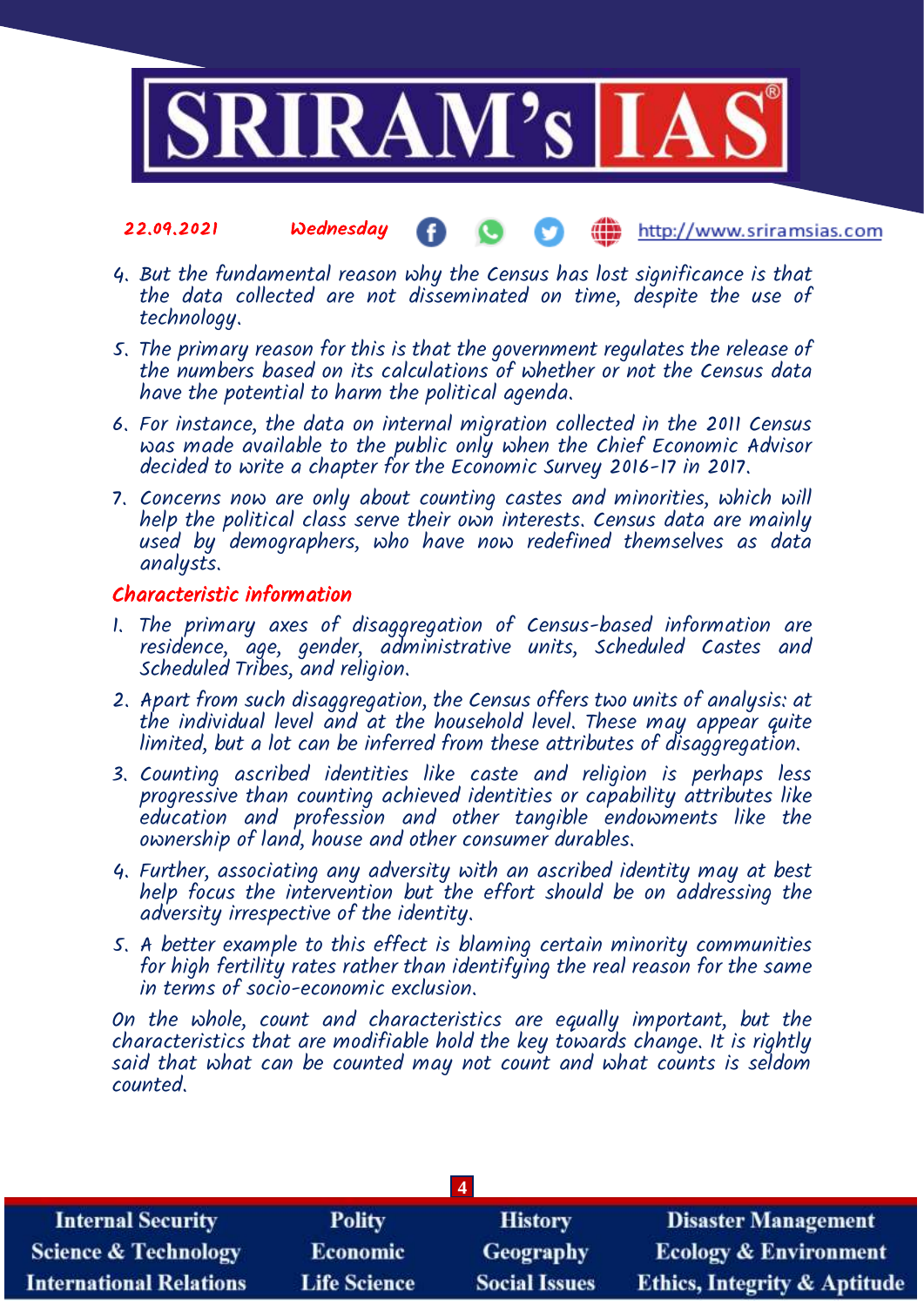4. But the fundamental reason why the Census has lost significance is that the data collected are not disseminated on time, despite the use of technology.
5. The primary reason for this is that the government regulates the release of the numbers based on its calculations of whether or not the Census data have the potential to harm the political agenda.
6. For instance, the data on internal migration collected in the 2011 Census was made available to the public only when the Chief Economic Advisor decided to write a chapter for the Economic Survey 2016-17 in 2017.
7. Concerns now are only about counting castes and minorities, which will help the political class serve their own interests. Census data are mainly used by demographers, who have now redefined themselves as data analysts.

## Characteristic information

1. The primary axes of disaggregation of Census-based information are residence, age, gender, administrative units, Scheduled Castes and Scheduled Tribes, and religion.
2. Apart from such disaggregation, the Census offers two units of analysis: at the individual level and at the household level. These may appear quite limited, but a lot can be inferred from these attributes of disaggregation.
3. Counting ascribed identities like caste and religion is perhaps less progressive than counting achieved identities or capability attributes like education and profession and other tangible endowments like the ownership of land, house and other consumer durables.
4. Further, associating any adversity with an ascribed identity may at best help focus the intervention but the effort should be on addressing the adversity irrespective of the identity.
5. A better example to this effect is blaming certain minority communities for high fertility rates rather than identifying the real reason for the same in terms of socio-economic exclusion.

On the whole, count and characteristics are equally important, but the characteristics that are modifiable hold the key towards change. It is rightly said that what can be counted may not count and what counts is seldom counted.